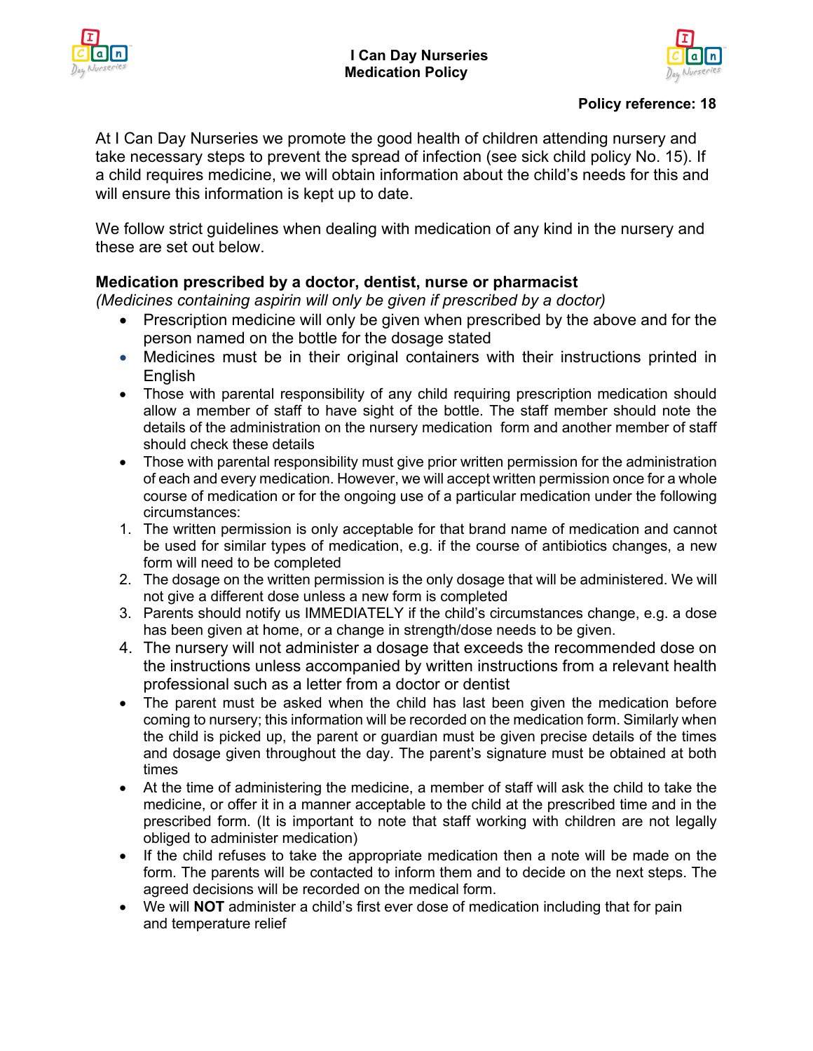# I Can Day Nurseries
## Medication Policy

**Policy reference: 18**

At I Can Day Nurseries we promote the good health of children attending nursery and take necessary steps to prevent the spread of infection (see sick child policy No. 15). If a child requires medicine, we will obtain information about the child's needs for this and will ensure this information is kept up to date.

We follow strict guidelines when dealing with medication of any kind in the nursery and these are set out below.

**Medication prescribed by a doctor, dentist, nurse or pharmacist**
*(Medicines containing aspirin will only be given if prescribed by a doctor)*

- Prescription medicine will only be given when prescribed by the above and for the person named on the bottle for the dosage stated
- Medicines must be in their original containers with their instructions printed in English
- Those with parental responsibility of any child requiring prescription medication should allow a member of staff to have sight of the bottle. The staff member should note the details of the administration on the nursery medication form and another member of staff should check these details
- Those with parental responsibility must give prior written permission for the administration of each and every medication. However, we will accept written permission once for a whole course of medication or for the ongoing use of a particular medication under the following circumstances:

1. The written permission is only acceptable for that brand name of medication and cannot be used for similar types of medication, e.g. if the course of antibiotics changes, a new form will need to be completed
2. The dosage on the written permission is the only dosage that will be administered. We will not give a different dose unless a new form is completed
3. Parents should notify us IMMEDIATELY if the child's circumstances change, e.g. a dose has been given at home, or a change in strength/dose needs to be given.
4. The nursery will not administer a dosage that exceeds the recommended dose on the instructions unless accompanied by written instructions from a relevant health professional such as a letter from a doctor or dentist

- The parent must be asked when the child has last been given the medication before coming to nursery; this information will be recorded on the medication form. Similarly when the child is picked up, the parent or guardian must be given precise details of the times and dosage given throughout the day. The parent's signature must be obtained at both times
- At the time of administering the medicine, a member of staff will ask the child to take the medicine, or offer it in a manner acceptable to the child at the prescribed time and in the prescribed form. (It is important to note that staff working with children are not legally obliged to administer medication)
- If the child refuses to take the appropriate medication then a note will be made on the form. The parents will be contacted to inform them and to decide on the next steps. The agreed decisions will be recorded on the medical form.
- We will **NOT** administer a child's first ever dose of medication including that for pain and temperature relief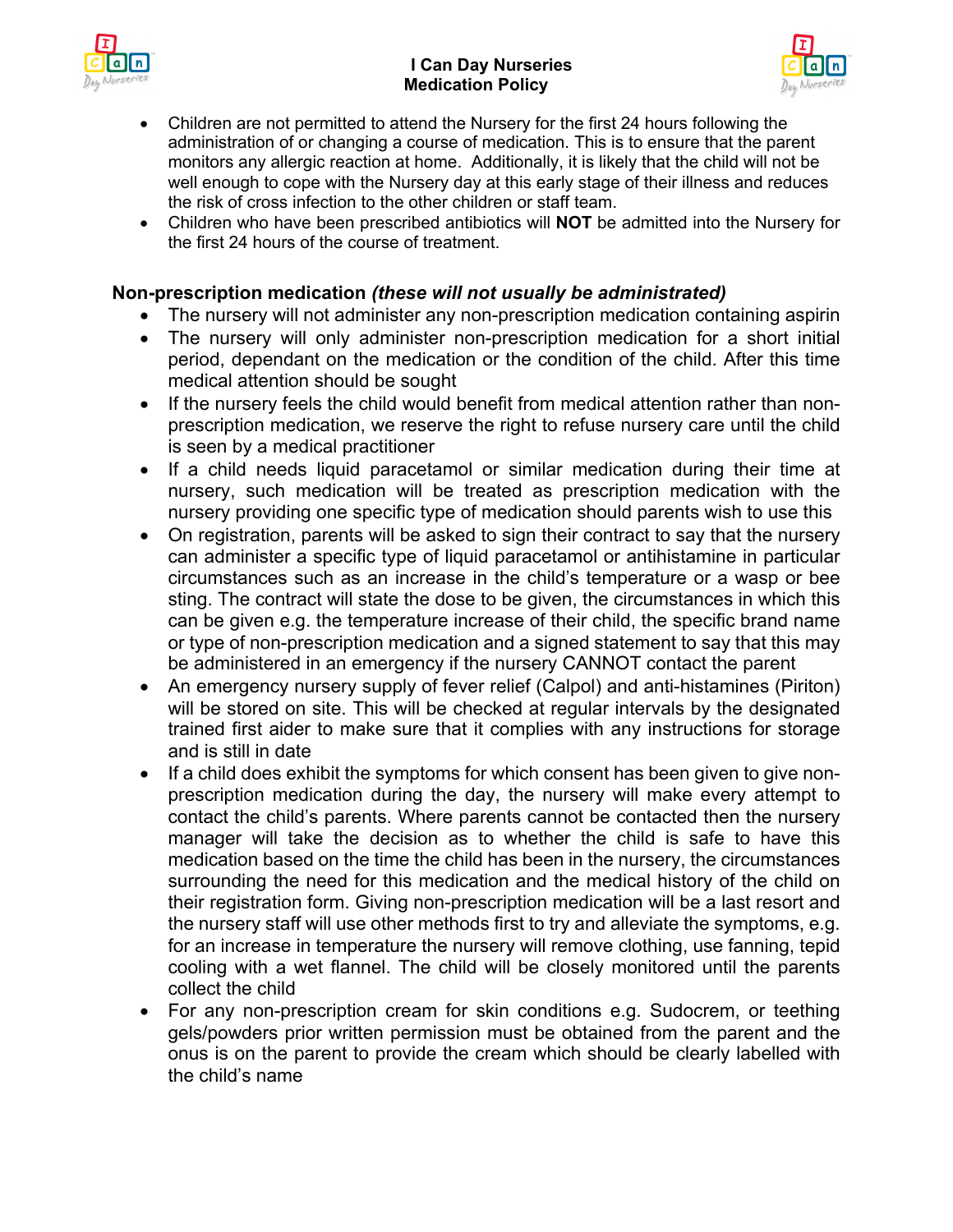- Children are not permitted to attend the Nursery for the first 24 hours following the administration of or changing a course of medication. This is to ensure that the parent monitors any allergic reaction at home. Additionally, it is likely that the child will not be well enough to cope with the Nursery day at this early stage of their illness and reduces the risk of cross infection to the other children or staff team.
- Children who have been prescribed antibiotics will **NOT** be admitted into the Nursery for the first 24 hours of the course of treatment.

## Non-prescription medication *(these will not usually be administrated)*

- The nursery will not administer any non-prescription medication containing aspirin
- The nursery will only administer non-prescription medication for a short initial period, dependant on the medication or the condition of the child. After this time medical attention should be sought
- If the nursery feels the child would benefit from medical attention rather than non-prescription medication, we reserve the right to refuse nursery care until the child is seen by a medical practitioner
- If a child needs liquid paracetamol or similar medication during their time at nursery, such medication will be treated as prescription medication with the nursery providing one specific type of medication should parents wish to use this
- On registration, parents will be asked to sign their contract to say that the nursery can administer a specific type of liquid paracetamol or antihistamine in particular circumstances such as an increase in the child's temperature or a wasp or bee sting. The contract will state the dose to be given, the circumstances in which this can be given e.g. the temperature increase of their child, the specific brand name or type of non-prescription medication and a signed statement to say that this may be administered in an emergency if the nursery CANNOT contact the parent
- An emergency nursery supply of fever relief (Calpol) and anti-histamines (Piriton) will be stored on site. This will be checked at regular intervals by the designated trained first aider to make sure that it complies with any instructions for storage and is still in date
- If a child does exhibit the symptoms for which consent has been given to give non-prescription medication during the day, the nursery will make every attempt to contact the child's parents. Where parents cannot be contacted then the nursery manager will take the decision as to whether the child is safe to have this medication based on the time the child has been in the nursery, the circumstances surrounding the need for this medication and the medical history of the child on their registration form. Giving non-prescription medication will be a last resort and the nursery staff will use other methods first to try and alleviate the symptoms, e.g. for an increase in temperature the nursery will remove clothing, use fanning, tepid cooling with a wet flannel. The child will be closely monitored until the parents collect the child
- For any non-prescription cream for skin conditions e.g. Sudocrem, or teething gels/powders prior written permission must be obtained from the parent and the onus is on the parent to provide the cream which should be clearly labelled with the child's name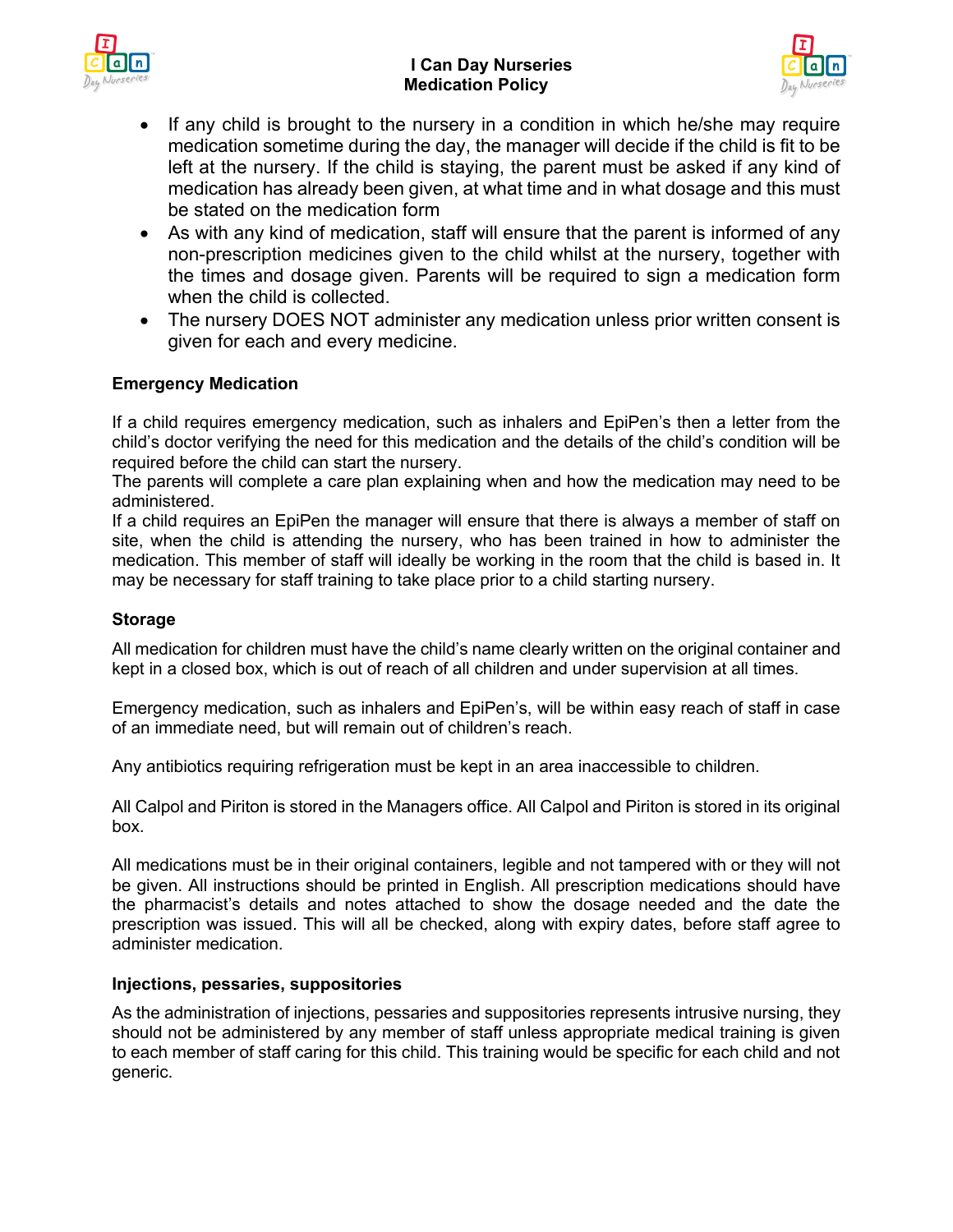- If any child is brought to the nursery in a condition in which he/she may require medication sometime during the day, the manager will decide if the child is fit to be left at the nursery. If the child is staying, the parent must be asked if any kind of medication has already been given, at what time and in what dosage and this must be stated on the medication form
- As with any kind of medication, staff will ensure that the parent is informed of any non-prescription medicines given to the child whilst at the nursery, together with the times and dosage given. Parents will be required to sign a medication form when the child is collected.
- The nursery DOES NOT administer any medication unless prior written consent is given for each and every medicine.

**Emergency Medication**

If a child requires emergency medication, such as inhalers and EpiPen's then a letter from the child's doctor verifying the need for this medication and the details of the child's condition will be required before the child can start the nursery.
The parents will complete a care plan explaining when and how the medication may need to be administered.
If a child requires an EpiPen the manager will ensure that there is always a member of staff on site, when the child is attending the nursery, who has been trained in how to administer the medication. This member of staff will ideally be working in the room that the child is based in. It may be necessary for staff training to take place prior to a child starting nursery.

**Storage**

All medication for children must have the child's name clearly written on the original container and kept in a closed box, which is out of reach of all children and under supervision at all times.

Emergency medication, such as inhalers and EpiPen's, will be within easy reach of staff in case of an immediate need, but will remain out of children's reach.

Any antibiotics requiring refrigeration must be kept in an area inaccessible to children.

All Calpol and Piriton is stored in the Managers office. All Calpol and Piriton is stored in its original box.

All medications must be in their original containers, legible and not tampered with or they will not be given. All instructions should be printed in English. All prescription medications should have the pharmacist's details and notes attached to show the dosage needed and the date the prescription was issued. This will all be checked, along with expiry dates, before staff agree to administer medication.

**Injections, pessaries, suppositories**

As the administration of injections, pessaries and suppositories represents intrusive nursing, they should not be administered by any member of staff unless appropriate medical training is given to each member of staff caring for this child. This training would be specific for each child and not generic.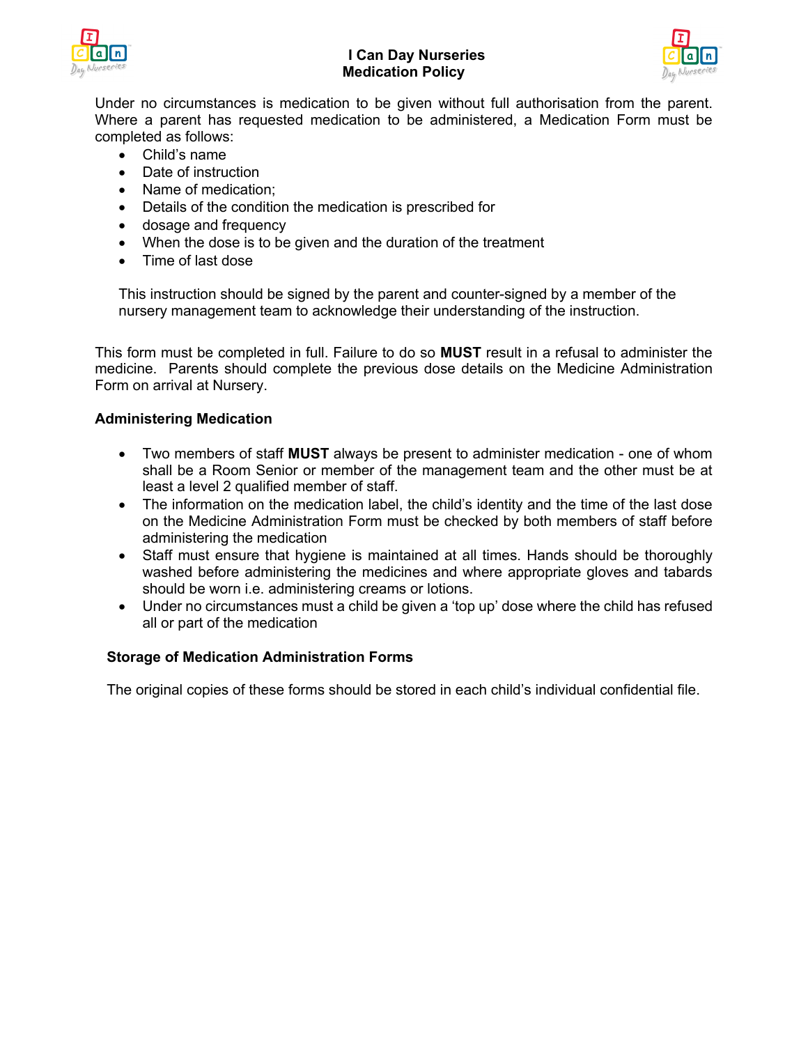Under no circumstances is medication to be given without full authorisation from the parent. Where a parent has requested medication to be administered, a Medication Form must be completed as follows:

- Child's name
- Date of instruction
- Name of medication;
- Details of the condition the medication is prescribed for
- dosage and frequency
- When the dose is to be given and the duration of the treatment
- Time of last dose

This instruction should be signed by the parent and counter-signed by a member of the nursery management team to acknowledge their understanding of the instruction.

This form must be completed in full. Failure to do so **MUST** result in a refusal to administer the medicine. Parents should complete the previous dose details on the Medicine Administration Form on arrival at Nursery.

**Administering Medication**

- Two members of staff **MUST** always be present to administer medication - one of whom shall be a Room Senior or member of the management team and the other must be at least a level 2 qualified member of staff.
- The information on the medication label, the child's identity and the time of the last dose on the Medicine Administration Form must be checked by both members of staff before administering the medication
- Staff must ensure that hygiene is maintained at all times. Hands should be thoroughly washed before administering the medicines and where appropriate gloves and tabards should be worn i.e. administering creams or lotions.
- Under no circumstances must a child be given a 'top up' dose where the child has refused all or part of the medication

**Storage of Medication Administration Forms**

The original copies of these forms should be stored in each child's individual confidential file.